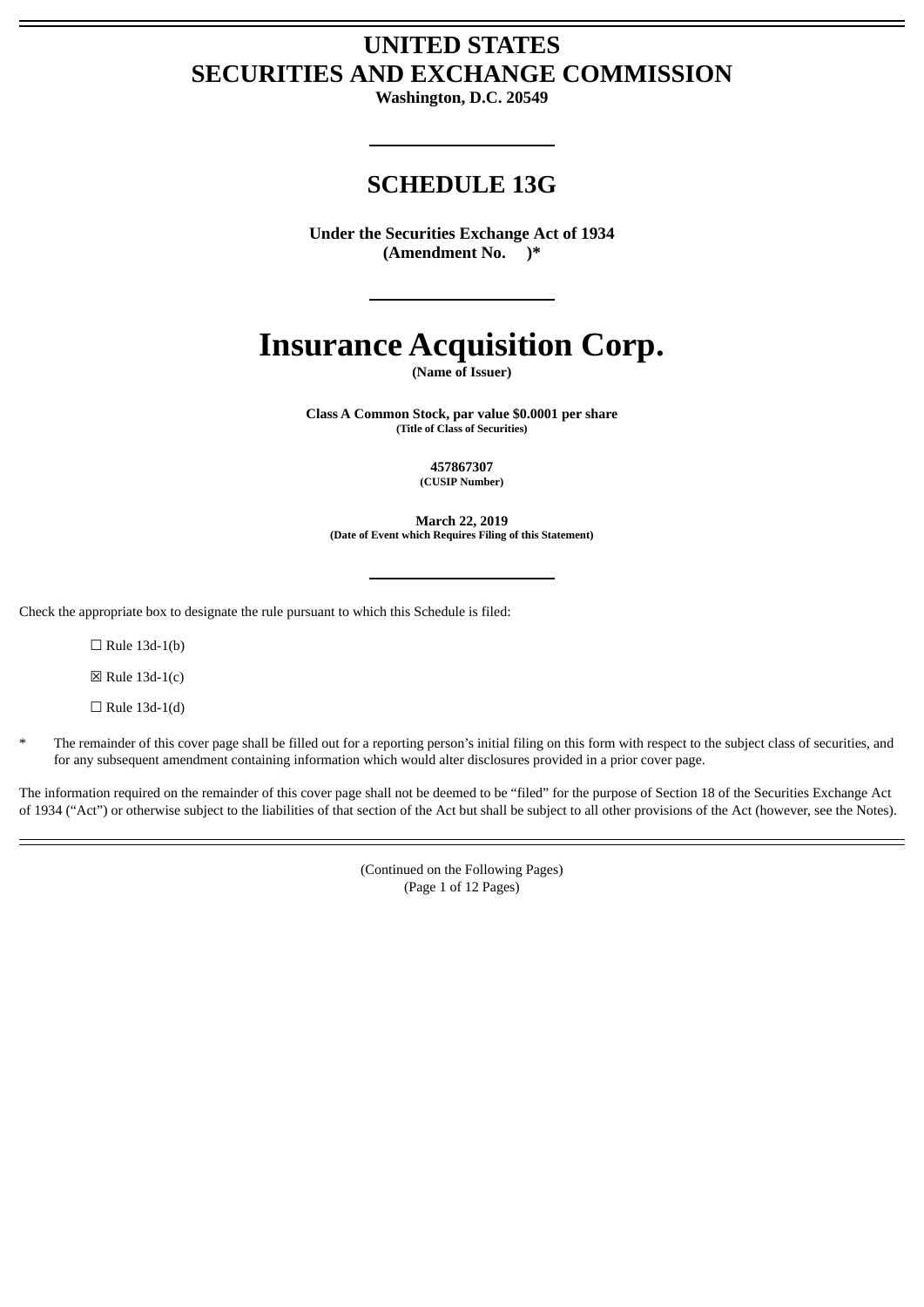# UNITED STATES
# SECURITIES AND EXCHANGE COMMISSION

**Washington, D.C. 20549**

## SCHEDULE 13G

**Under the Securities Exchange Act of 1934**
**(Amendment No. )***

# Insurance Acquisition Corp.

**(Name of Issuer)**

**Class A Common Stock, par value $0.0001 per share**
**(Title of Class of Securities)**

**457867307**
**(CUSIP Number)**

**March 22, 2019**
**(Date of Event which Requires Filing of this Statement)**

Check the appropriate box to designate the rule pursuant to which this Schedule is filed:

☐ Rule 13d-1(b)

☒ Rule 13d-1(c)

☐ Rule 13d-1(d)

\* The remainder of this cover page shall be filled out for a reporting person's initial filing on this form with respect to the subject class of securities, and for any subsequent amendment containing information which would alter disclosures provided in a prior cover page.

The information required on the remainder of this cover page shall not be deemed to be "filed" for the purpose of Section 18 of the Securities Exchange Act of 1934 ("Act") or otherwise subject to the liabilities of that section of the Act but shall be subject to all other provisions of the Act (however, see the Notes).

(Continued on the Following Pages)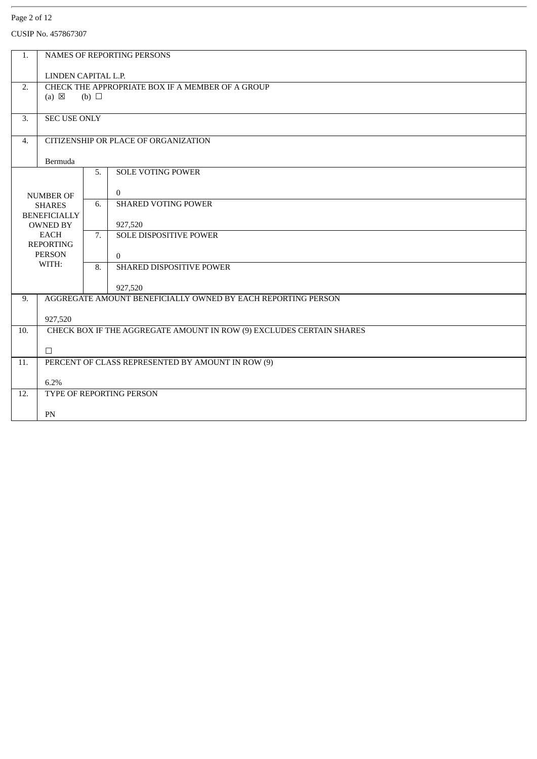CUSIP No. 457867307

| | | | |
|---|---|---|---|
| 1. | NAMES OF REPORTING PERSONS<br><br>LINDEN CAPITAL L.P. | | |
| 2. | CHECK THE APPROPRIATE BOX IF A MEMBER OF A GROUP<br>(a) ☒ (b) ☐ | | |
| 3. | SEC USE ONLY | | |
| 4. | CITIZENSHIP OR PLACE OF ORGANIZATION<br><br>Bermuda | | |
| NUMBER OF SHARES BENEFICIALLY OWNED BY EACH REPORTING PERSON WITH: | 5. | SOLE VOTING POWER<br><br>0 | |
| | 6. | SHARED VOTING POWER<br><br>927,520 | |
| | 7. | SOLE DISPOSITIVE POWER<br><br>0 | |
| | 8. | SHARED DISPOSITIVE POWER<br><br>927,520 | |
| 9. | AGGREGATE AMOUNT BENEFICIALLY OWNED BY EACH REPORTING PERSON<br><br>927,520 | | |
| 10. | CHECK BOX IF THE AGGREGATE AMOUNT IN ROW (9) EXCLUDES CERTAIN SHARES<br><br>☐ | | |
| 11. | PERCENT OF CLASS REPRESENTED BY AMOUNT IN ROW (9)<br><br>6.2% | | |
| 12. | TYPE OF REPORTING PERSON<br><br>PN | | |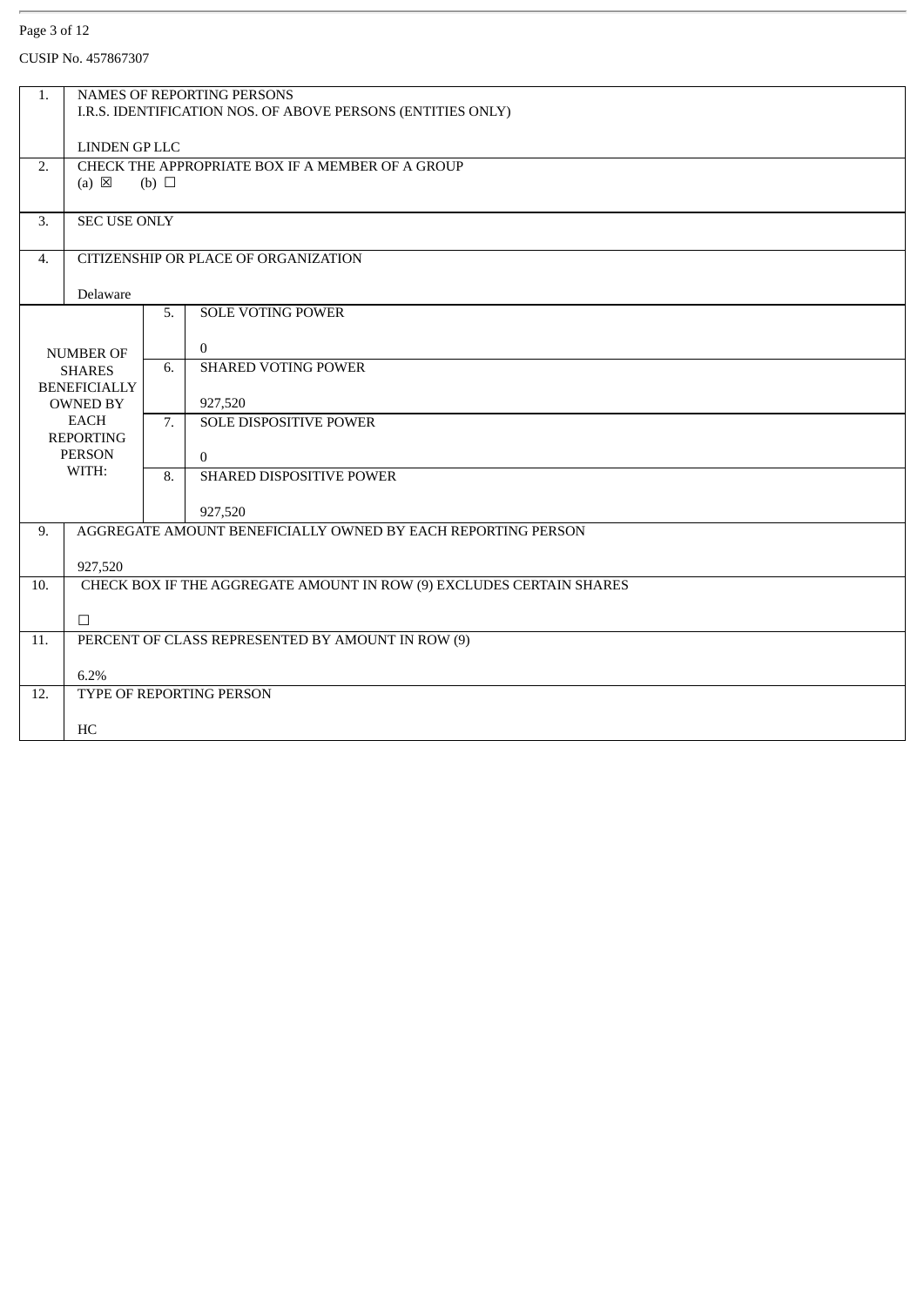CUSIP No. 457867307

| | | | |
|---|---|---|---|
| 1. | NAMES OF REPORTING PERSONS<br>I.R.S. IDENTIFICATION NOS. OF ABOVE PERSONS (ENTITIES ONLY)<br><br>LINDEN GP LLC | | |
| 2. | CHECK THE APPROPRIATE BOX IF A MEMBER OF A GROUP<br>(a) ☒ (b) ☐ | | |
| 3. | SEC USE ONLY | | |
| 4. | CITIZENSHIP OR PLACE OF ORGANIZATION<br><br>Delaware | | |
| NUMBER OF SHARES BENEFICIALLY OWNED BY EACH REPORTING PERSON WITH: | | 5. | SOLE VOTING POWER<br><br>0 |
| | | 6. | SHARED VOTING POWER<br><br>927,520 |
| | | 7. | SOLE DISPOSITIVE POWER<br><br>0 |
| | | 8. | SHARED DISPOSITIVE POWER<br><br>927,520 |
| 9. | AGGREGATE AMOUNT BENEFICIALLY OWNED BY EACH REPORTING PERSON<br><br>927,520 | | |
| 10. | CHECK BOX IF THE AGGREGATE AMOUNT IN ROW (9) EXCLUDES CERTAIN SHARES<br><br>☐ | | |
| 11. | PERCENT OF CLASS REPRESENTED BY AMOUNT IN ROW (9)<br><br>6.2% | | |
| 12. | TYPE OF REPORTING PERSON<br><br>HC | | |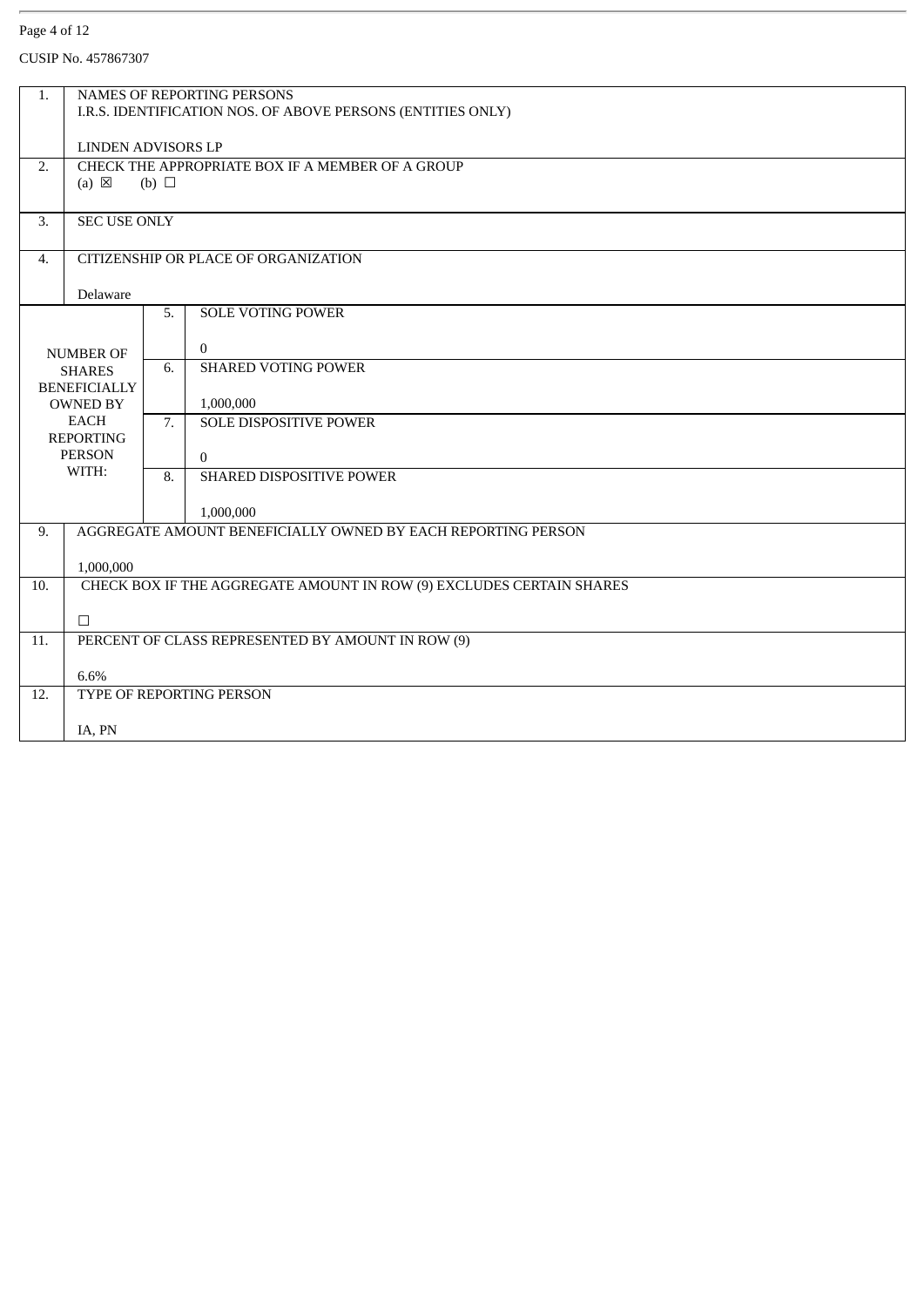CUSIP No. 457867307

| | | | |
|---|---|---|---|
| 1. | NAMES OF REPORTING PERSONS<br>I.R.S. IDENTIFICATION NOS. OF ABOVE PERSONS (ENTITIES ONLY)<br><br>LINDEN ADVISORS LP | | |
| 2. | CHECK THE APPROPRIATE BOX IF A MEMBER OF A GROUP<br>(a) ☒ (b) ☐ | | |
| 3. | SEC USE ONLY | | |
| 4. | CITIZENSHIP OR PLACE OF ORGANIZATION<br><br>Delaware | | |
| NUMBER OF SHARES BENEFICIALLY OWNED BY EACH REPORTING PERSON WITH: | | 5. | SOLE VOTING POWER<br><br>0 |
| | | 6. | SHARED VOTING POWER<br><br>1,000,000 |
| | | 7. | SOLE DISPOSITIVE POWER<br><br>0 |
| | | 8. | SHARED DISPOSITIVE POWER<br><br>1,000,000 |
| 9. | AGGREGATE AMOUNT BENEFICIALLY OWNED BY EACH REPORTING PERSON<br><br>1,000,000 | | |
| 10. | CHECK BOX IF THE AGGREGATE AMOUNT IN ROW (9) EXCLUDES CERTAIN SHARES<br><br>☐ | | |
| 11. | PERCENT OF CLASS REPRESENTED BY AMOUNT IN ROW (9)<br><br>6.6% | | |
| 12. | TYPE OF REPORTING PERSON<br><br>IA, PN | | |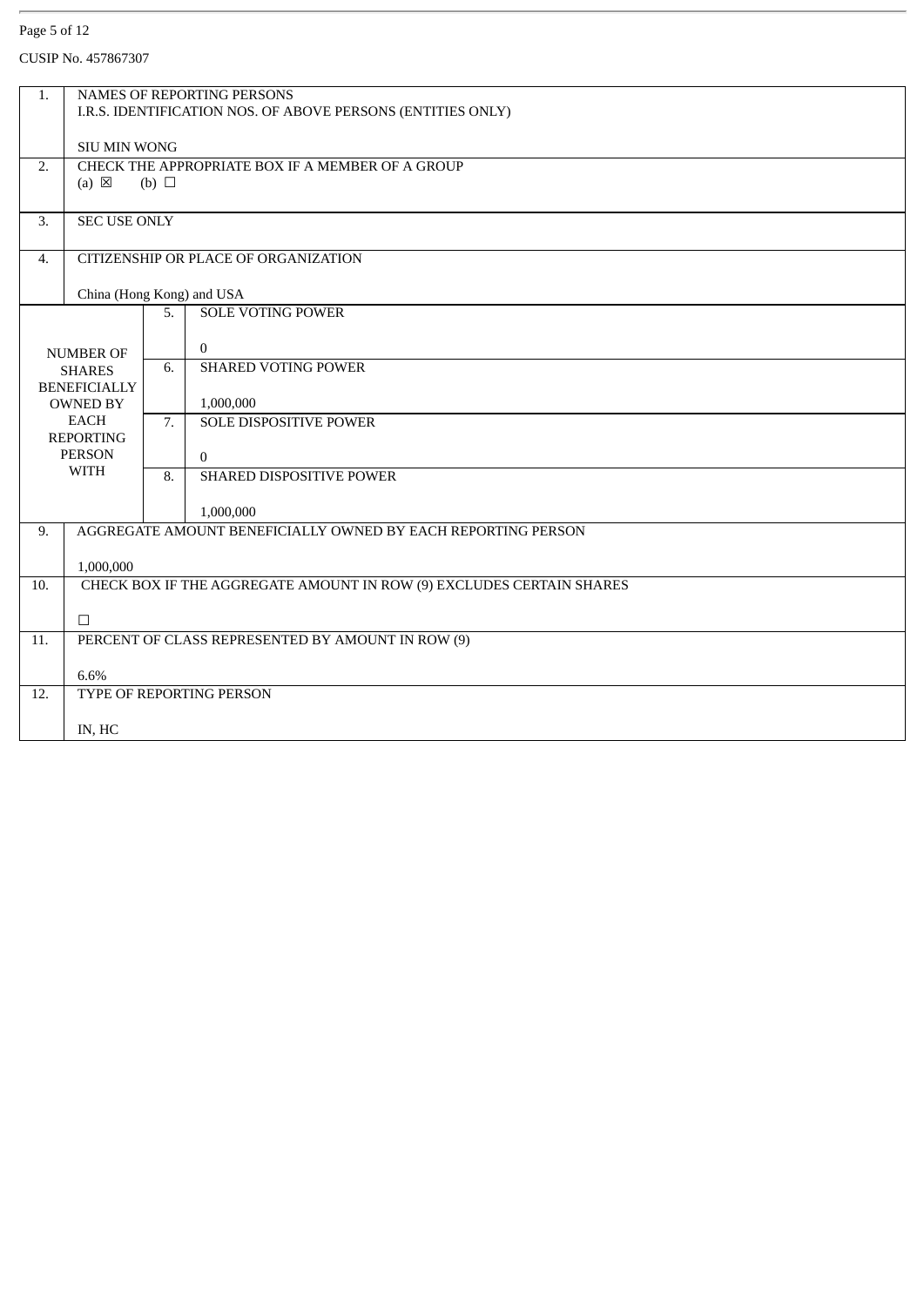CUSIP No. 457867307

| | | | |
|---|---|---|---|
| 1. | NAMES OF REPORTING PERSONS<br>I.R.S. IDENTIFICATION NOS. OF ABOVE PERSONS (ENTITIES ONLY)<br><br>SIU MIN WONG | | |
| 2. | CHECK THE APPROPRIATE BOX IF A MEMBER OF A GROUP<br>(a) ☒ (b) ☐ | | |
| 3. | SEC USE ONLY | | |
| 4. | CITIZENSHIP OR PLACE OF ORGANIZATION<br><br>China (Hong Kong) and USA | | |
| NUMBER OF SHARES BENEFICIALLY OWNED BY EACH REPORTING PERSON WITH | | 5. | SOLE VOTING POWER<br><br>0 |
| | | 6. | SHARED VOTING POWER<br><br>1,000,000 |
| | | 7. | SOLE DISPOSITIVE POWER<br><br>0 |
| | | 8. | SHARED DISPOSITIVE POWER<br><br>1,000,000 |
| 9. | AGGREGATE AMOUNT BENEFICIALLY OWNED BY EACH REPORTING PERSON<br><br>1,000,000 | | |
| 10. | CHECK BOX IF THE AGGREGATE AMOUNT IN ROW (9) EXCLUDES CERTAIN SHARES<br><br>☐ | | |
| 11. | PERCENT OF CLASS REPRESENTED BY AMOUNT IN ROW (9)<br><br>6.6% | | |
| 12. | TYPE OF REPORTING PERSON<br><br>IN, HC | | |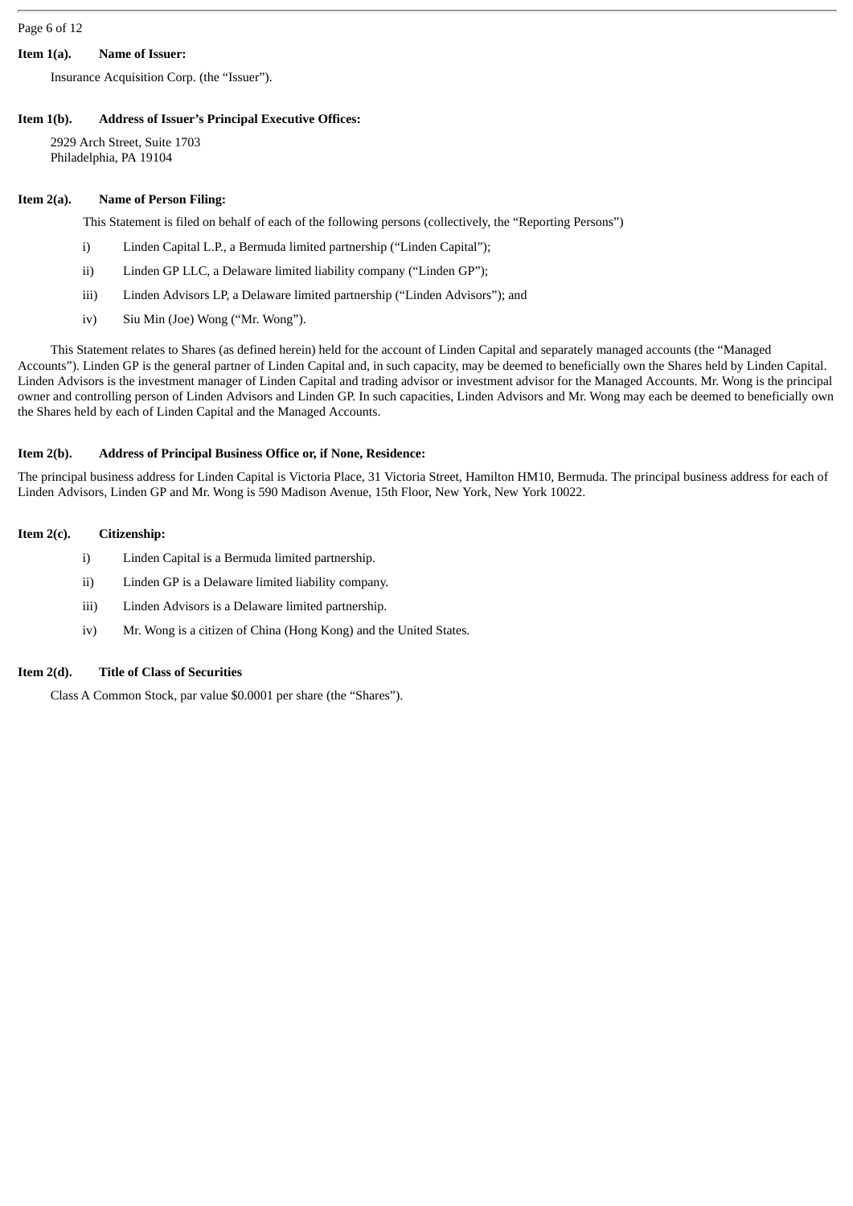**Item 1(a). Name of Issuer:**

Insurance Acquisition Corp. (the "Issuer").

**Item 1(b). Address of Issuer's Principal Executive Offices:**

2929 Arch Street, Suite 1703
Philadelphia, PA 19104

**Item 2(a). Name of Person Filing:**

This Statement is filed on behalf of each of the following persons (collectively, the "Reporting Persons")

i) Linden Capital L.P., a Bermuda limited partnership ("Linden Capital");

ii) Linden GP LLC, a Delaware limited liability company ("Linden GP");

iii) Linden Advisors LP, a Delaware limited partnership ("Linden Advisors"); and

iv) Siu Min (Joe) Wong ("Mr. Wong").

This Statement relates to Shares (as defined herein) held for the account of Linden Capital and separately managed accounts (the "Managed Accounts"). Linden GP is the general partner of Linden Capital and, in such capacity, may be deemed to beneficially own the Shares held by Linden Capital. Linden Advisors is the investment manager of Linden Capital and trading advisor or investment advisor for the Managed Accounts. Mr. Wong is the principal owner and controlling person of Linden Advisors and Linden GP. In such capacities, Linden Advisors and Mr. Wong may each be deemed to beneficially own the Shares held by each of Linden Capital and the Managed Accounts.

**Item 2(b). Address of Principal Business Office or, if None, Residence:**

The principal business address for Linden Capital is Victoria Place, 31 Victoria Street, Hamilton HM10, Bermuda. The principal business address for each of Linden Advisors, Linden GP and Mr. Wong is 590 Madison Avenue, 15th Floor, New York, New York 10022.

**Item 2(c). Citizenship:**

i) Linden Capital is a Bermuda limited partnership.

ii) Linden GP is a Delaware limited liability company.

iii) Linden Advisors is a Delaware limited partnership.

iv) Mr. Wong is a citizen of China (Hong Kong) and the United States.

**Item 2(d). Title of Class of Securities**

Class A Common Stock, par value $0.0001 per share (the "Shares").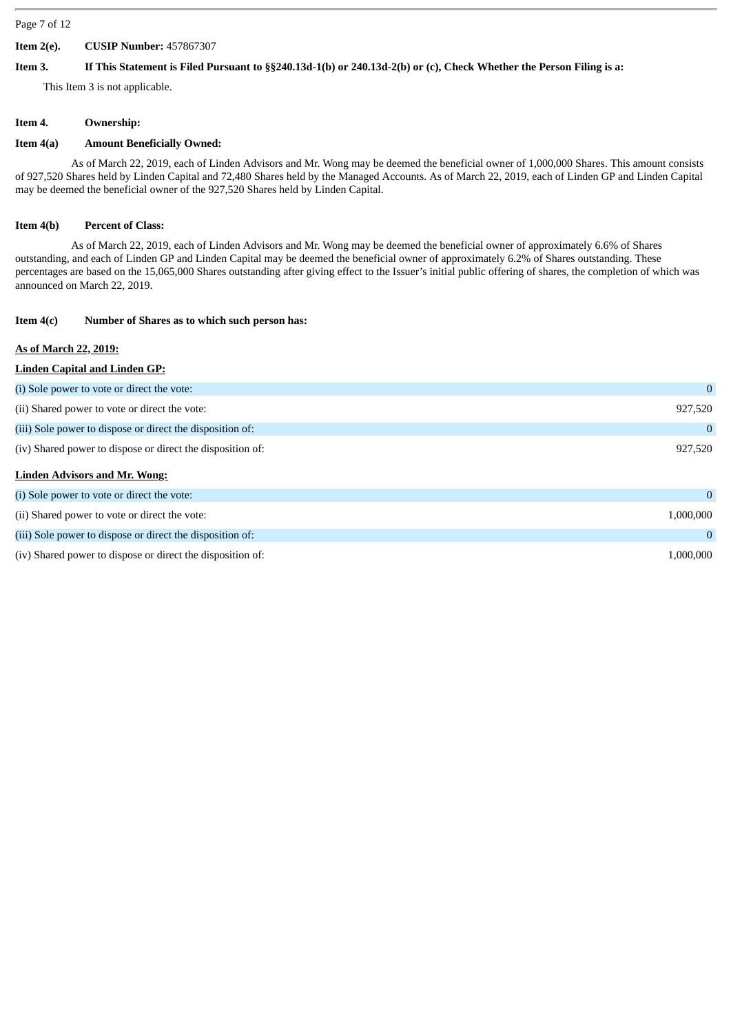**Item 2(e).** **CUSIP Number:** 457867307

**Item 3.** **If This Statement is Filed Pursuant to §§240.13d-1(b) or 240.13d-2(b) or (c), Check Whether the Person Filing is a:**

This Item 3 is not applicable.

**Item 4.** **Ownership:**

**Item 4(a)** **Amount Beneficially Owned:**

As of March 22, 2019, each of Linden Advisors and Mr. Wong may be deemed the beneficial owner of 1,000,000 Shares. This amount consists of 927,520 Shares held by Linden Capital and 72,480 Shares held by the Managed Accounts. As of March 22, 2019, each of Linden GP and Linden Capital may be deemed the beneficial owner of the 927,520 Shares held by Linden Capital.

**Item 4(b)** **Percent of Class:**

As of March 22, 2019, each of Linden Advisors and Mr. Wong may be deemed the beneficial owner of approximately 6.6% of Shares outstanding, and each of Linden GP and Linden Capital may be deemed the beneficial owner of approximately 6.2% of Shares outstanding. These percentages are based on the 15,065,000 Shares outstanding after giving effect to the Issuer's initial public offering of shares, the completion of which was announced on March 22, 2019.

**Item 4(c)** **Number of Shares as to which such person has:**

**As of March 22, 2019:**

**Linden Capital and Linden GP:**

| | |
|---|---|
| (i) Sole power to vote or direct the vote: | 0 |
| (ii) Shared power to vote or direct the vote: | 927,520 |
| (iii) Sole power to dispose or direct the disposition of: | 0 |
| (iv) Shared power to dispose or direct the disposition of: | 927,520 |

**Linden Advisors and Mr. Wong:**

| | |
|---|---|
| (i) Sole power to vote or direct the vote: | 0 |
| (ii) Shared power to vote or direct the vote: | 1,000,000 |
| (iii) Sole power to dispose or direct the disposition of: | 0 |
| (iv) Shared power to dispose or direct the disposition of: | 1,000,000 |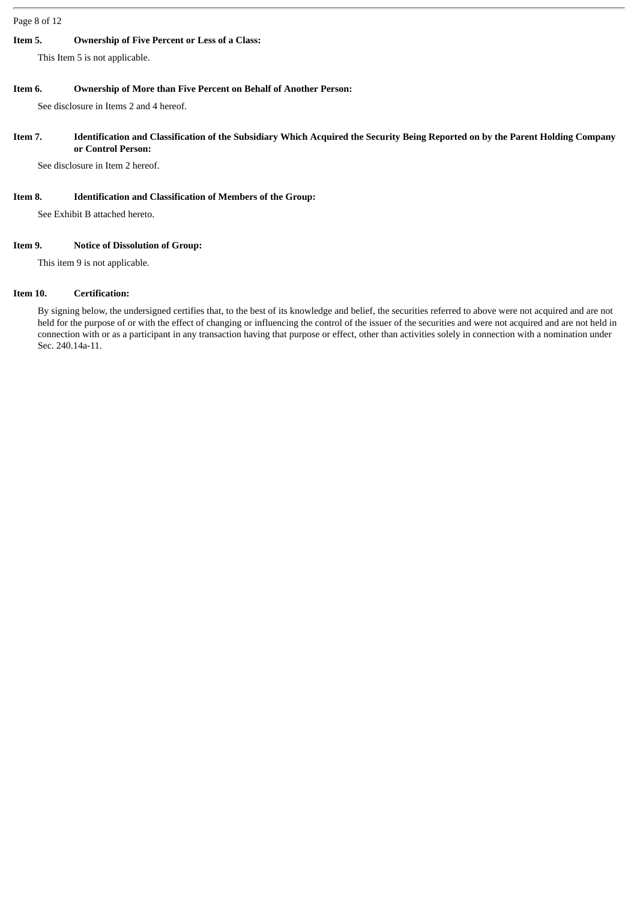**Item 5. Ownership of Five Percent or Less of a Class:**

This Item 5 is not applicable.

**Item 6. Ownership of More than Five Percent on Behalf of Another Person:**

See disclosure in Items 2 and 4 hereof.

**Item 7. Identification and Classification of the Subsidiary Which Acquired the Security Being Reported on by the Parent Holding Company or Control Person:**

See disclosure in Item 2 hereof.

**Item 8. Identification and Classification of Members of the Group:**

See Exhibit B attached hereto.

**Item 9. Notice of Dissolution of Group:**

This item 9 is not applicable.

**Item 10. Certification:**

By signing below, the undersigned certifies that, to the best of its knowledge and belief, the securities referred to above were not acquired and are not held for the purpose of or with the effect of changing or influencing the control of the issuer of the securities and were not acquired and are not held in connection with or as a participant in any transaction having that purpose or effect, other than activities solely in connection with a nomination under Sec. 240.14a-11.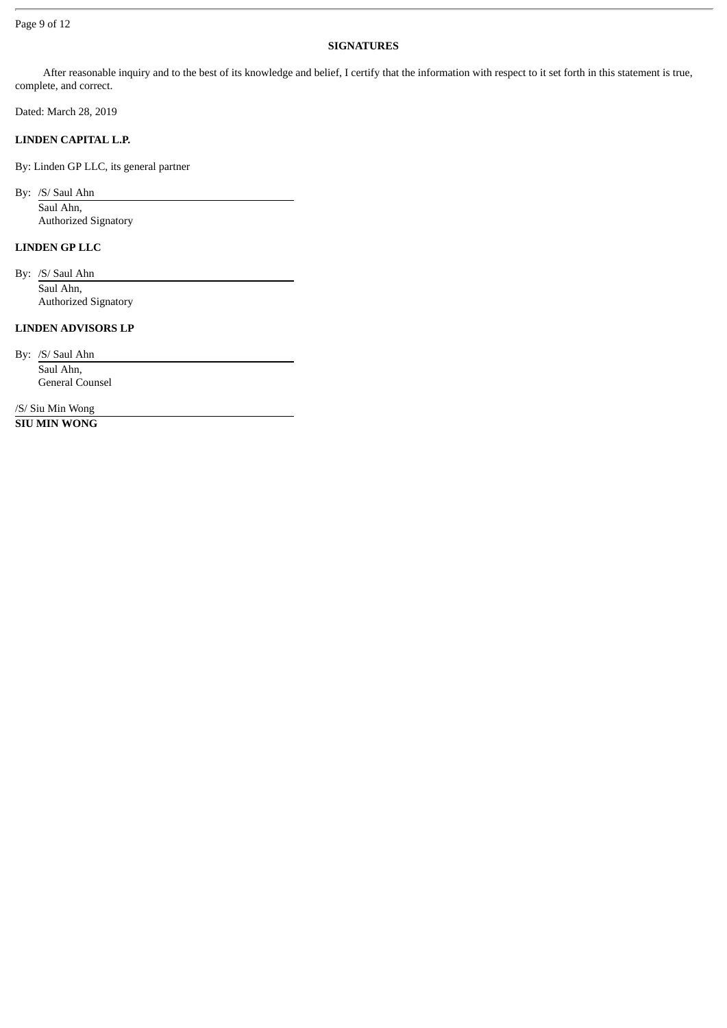**SIGNATURES**

After reasonable inquiry and to the best of its knowledge and belief, I certify that the information with respect to it set forth in this statement is true, complete, and correct.

Dated: March 28, 2019

**LINDEN CAPITAL L.P.**

By: Linden GP LLC, its general partner

By: /S/ Saul Ahn
Saul Ahn,
Authorized Signatory

**LINDEN GP LLC**

By: /S/ Saul Ahn
Saul Ahn,
Authorized Signatory

**LINDEN ADVISORS LP**

By: /S/ Saul Ahn
Saul Ahn,
General Counsel

/S/ Siu Min Wong
**SIU MIN WONG**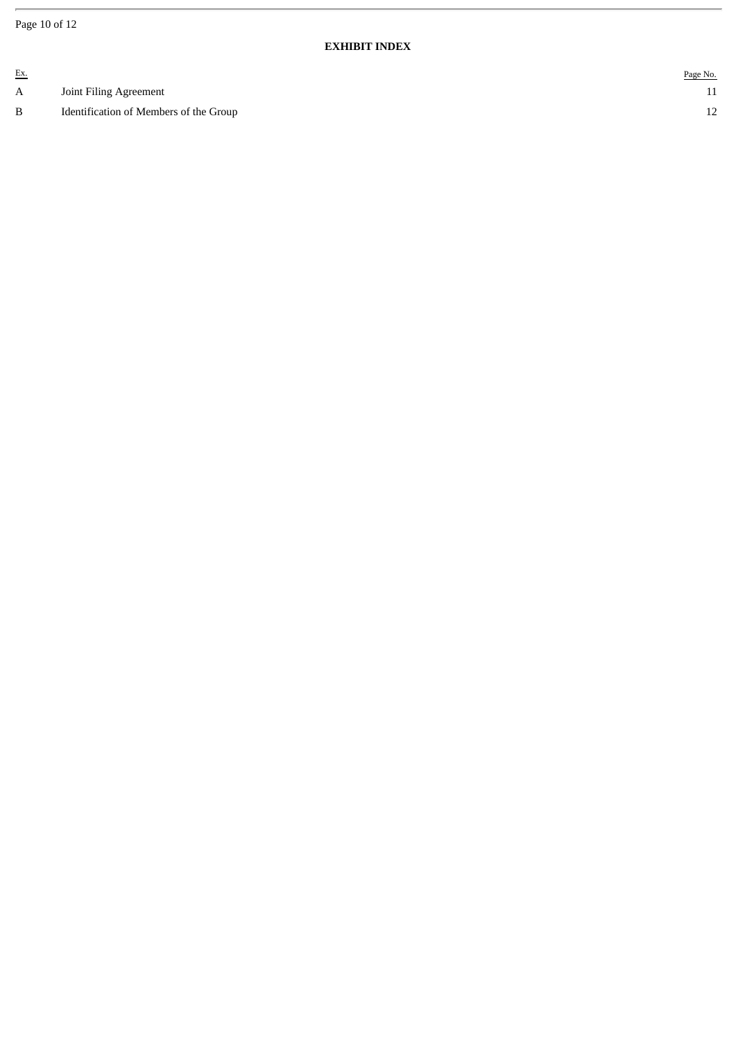**EXHIBIT INDEX**

| Ex. | | Page No. |
|---|---|---|
| A | Joint Filing Agreement | 11 |
| B | Identification of Members of the Group | 12 |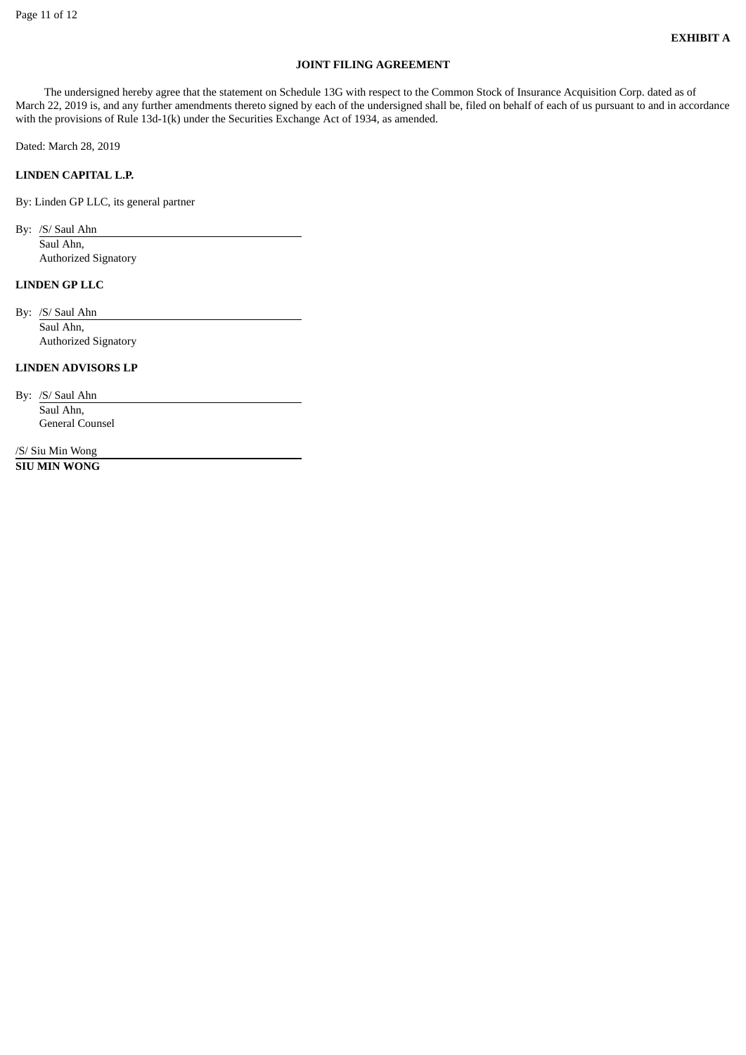**EXHIBIT A**

**JOINT FILING AGREEMENT**

The undersigned hereby agree that the statement on Schedule 13G with respect to the Common Stock of Insurance Acquisition Corp. dated as of March 22, 2019 is, and any further amendments thereto signed by each of the undersigned shall be, filed on behalf of each of us pursuant to and in accordance with the provisions of Rule 13d-1(k) under the Securities Exchange Act of 1934, as amended.

Dated: March 28, 2019

**LINDEN CAPITAL L.P.**

By: Linden GP LLC, its general partner

By: /S/ Saul Ahn
Saul Ahn,
Authorized Signatory

**LINDEN GP LLC**

By: /S/ Saul Ahn
Saul Ahn,
Authorized Signatory

**LINDEN ADVISORS LP**

By: /S/ Saul Ahn
Saul Ahn,
General Counsel

/S/ Siu Min Wong
**SIU MIN WONG**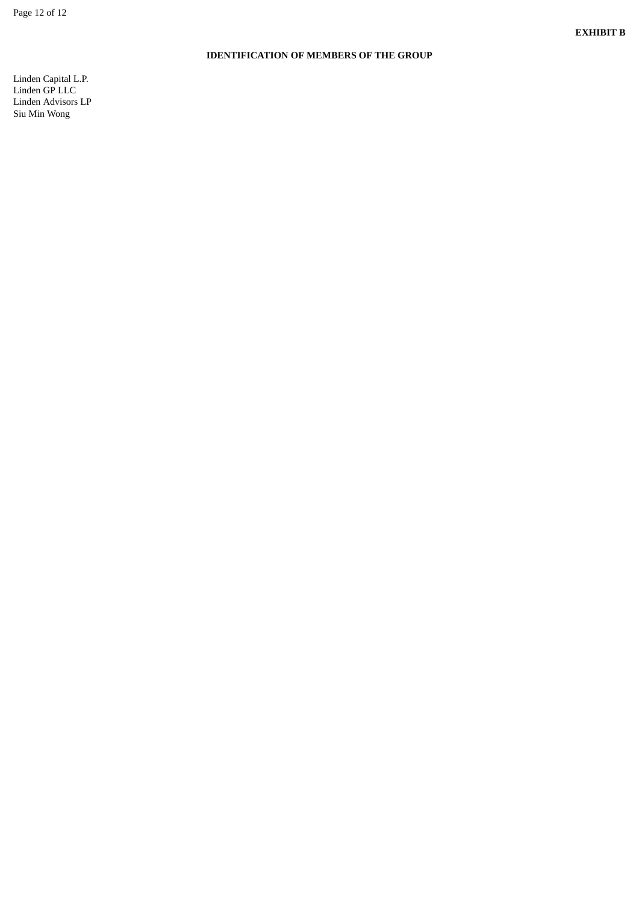**EXHIBIT B**

**IDENTIFICATION OF MEMBERS OF THE GROUP**

Linden Capital L.P.
Linden GP LLC
Linden Advisors LP
Siu Min Wong